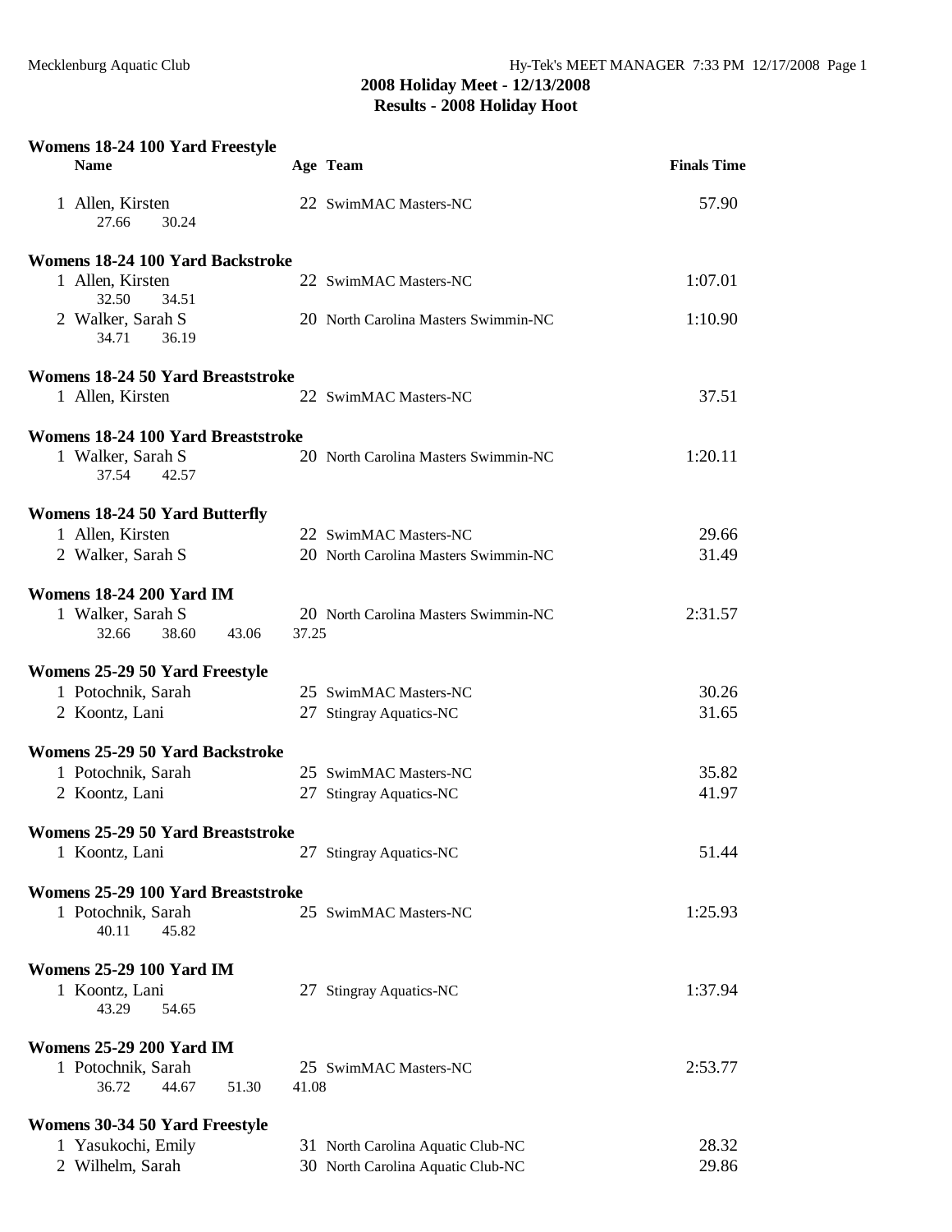## 2008 Holiday Meet - 12/13/2008
## Results - 2008 Holiday Hoot

### Womens 18-24 100 Yard Freestyle

| Name | Age | Team | Finals Time |
|---|---|---|---|
| 1 Allen, Kirsten | 22 | SwimMAC Masters-NC | 57.90 |
| 27.66 30.24 | | | |

### Womens 18-24 100 Yard Backstroke

| Name | Age | Team | Finals Time |
|---|---|---|---|
| 1 Allen, Kirsten | 22 | SwimMAC Masters-NC | 1:07.01 |
| 32.50 34.51 | | | |
| 2 Walker, Sarah S | 20 | North Carolina Masters Swimmin-NC | 1:10.90 |
| 34.71 36.19 | | | |

### Womens 18-24 50 Yard Breaststroke

| Name | Age | Team | Finals Time |
|---|---|---|---|
| 1 Allen, Kirsten | 22 | SwimMAC Masters-NC | 37.51 |

### Womens 18-24 100 Yard Breaststroke

| Name | Age | Team | Finals Time |
|---|---|---|---|
| 1 Walker, Sarah S | 20 | North Carolina Masters Swimmin-NC | 1:20.11 |
| 37.54 42.57 | | | |

### Womens 18-24 50 Yard Butterfly

| Name | Age | Team | Finals Time |
|---|---|---|---|
| 1 Allen, Kirsten | 22 | SwimMAC Masters-NC | 29.66 |
| 2 Walker, Sarah S | 20 | North Carolina Masters Swimmin-NC | 31.49 |

### Womens 18-24 200 Yard IM

| Name | Age | Team | Finals Time |
|---|---|---|---|
| 1 Walker, Sarah S | 20 | North Carolina Masters Swimmin-NC | 2:31.57 |
| 32.66 38.60 43.06 37.25 | | | |

### Womens 25-29 50 Yard Freestyle

| Name | Age | Team | Finals Time |
|---|---|---|---|
| 1 Potochnik, Sarah | 25 | SwimMAC Masters-NC | 30.26 |
| 2 Koontz, Lani | 27 | Stingray Aquatics-NC | 31.65 |

### Womens 25-29 50 Yard Backstroke

| Name | Age | Team | Finals Time |
|---|---|---|---|
| 1 Potochnik, Sarah | 25 | SwimMAC Masters-NC | 35.82 |
| 2 Koontz, Lani | 27 | Stingray Aquatics-NC | 41.97 |

### Womens 25-29 50 Yard Breaststroke

| Name | Age | Team | Finals Time |
|---|---|---|---|
| 1 Koontz, Lani | 27 | Stingray Aquatics-NC | 51.44 |

### Womens 25-29 100 Yard Breaststroke

| Name | Age | Team | Finals Time |
|---|---|---|---|
| 1 Potochnik, Sarah | 25 | SwimMAC Masters-NC | 1:25.93 |
| 40.11 45.82 | | | |

### Womens 25-29 100 Yard IM

| Name | Age | Team | Finals Time |
|---|---|---|---|
| 1 Koontz, Lani | 27 | Stingray Aquatics-NC | 1:37.94 |
| 43.29 54.65 | | | |

### Womens 25-29 200 Yard IM

| Name | Age | Team | Finals Time |
|---|---|---|---|
| 1 Potochnik, Sarah | 25 | SwimMAC Masters-NC | 2:53.77 |
| 36.72 44.67 51.30 41.08 | | | |

### Womens 30-34 50 Yard Freestyle

| Name | Age | Team | Finals Time |
|---|---|---|---|
| 1 Yasukochi, Emily | 31 | North Carolina Aquatic Club-NC | 28.32 |
| 2 Wilhelm, Sarah | 30 | North Carolina Aquatic Club-NC | 29.86 |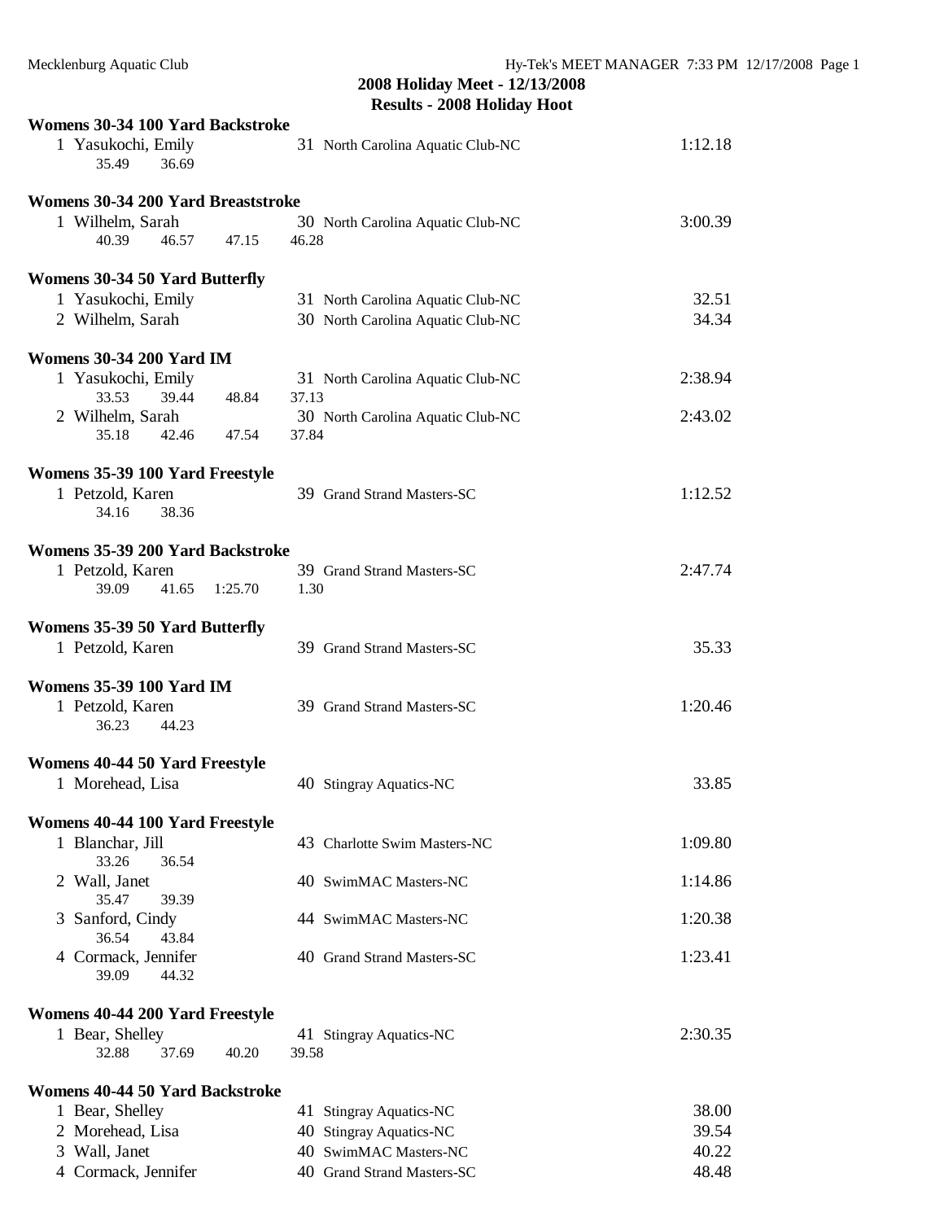## 2008 Holiday Meet - 12/13/2008

## Results - 2008 Holiday Hoot

### Womens 30-34 100 Yard Backstroke

| Place | Name | Age | Team | Time |
|---|---|---|---|---|
| 1 | Yasukochi, Emily | 31 | North Carolina Aquatic Club-NC | 1:12.18 |
| | 35.49 36.69 | | | |

### Womens 30-34 200 Yard Breaststroke

| Place | Name | Age | Team | Time |
|---|---|---|---|---|
| 1 | Wilhelm, Sarah | 30 | North Carolina Aquatic Club-NC | 3:00.39 |
| | 40.39 46.57 47.15 46.28 | | | |

### Womens 30-34 50 Yard Butterfly

| Place | Name | Age | Team | Time |
|---|---|---|---|---|
| 1 | Yasukochi, Emily | 31 | North Carolina Aquatic Club-NC | 32.51 |
| 2 | Wilhelm, Sarah | 30 | North Carolina Aquatic Club-NC | 34.34 |

### Womens 30-34 200 Yard IM

| Place | Name | Age | Team | Time |
|---|---|---|---|---|
| 1 | Yasukochi, Emily | 31 | North Carolina Aquatic Club-NC | 2:38.94 |
| | 33.53 39.44 48.84 37.13 | | | |
| 2 | Wilhelm, Sarah | 30 | North Carolina Aquatic Club-NC | 2:43.02 |
| | 35.18 42.46 47.54 37.84 | | | |

### Womens 35-39 100 Yard Freestyle

| Place | Name | Age | Team | Time |
|---|---|---|---|---|
| 1 | Petzold, Karen | 39 | Grand Strand Masters-SC | 1:12.52 |
| | 34.16 38.36 | | | |

### Womens 35-39 200 Yard Backstroke

| Place | Name | Age | Team | Time |
|---|---|---|---|---|
| 1 | Petzold, Karen | 39 | Grand Strand Masters-SC | 2:47.74 |
| | 39.09 41.65 1:25.70 1.30 | | | |

### Womens 35-39 50 Yard Butterfly

| Place | Name | Age | Team | Time |
|---|---|---|---|---|
| 1 | Petzold, Karen | 39 | Grand Strand Masters-SC | 35.33 |

### Womens 35-39 100 Yard IM

| Place | Name | Age | Team | Time |
|---|---|---|---|---|
| 1 | Petzold, Karen | 39 | Grand Strand Masters-SC | 1:20.46 |
| | 36.23 44.23 | | | |

### Womens 40-44 50 Yard Freestyle

| Place | Name | Age | Team | Time |
|---|---|---|---|---|
| 1 | Morehead, Lisa | 40 | Stingray Aquatics-NC | 33.85 |

### Womens 40-44 100 Yard Freestyle

| Place | Name | Age | Team | Time |
|---|---|---|---|---|
| 1 | Blanchar, Jill | 43 | Charlotte Swim Masters-NC | 1:09.80 |
| | 33.26 36.54 | | | |
| 2 | Wall, Janet | 40 | SwimMAC Masters-NC | 1:14.86 |
| | 35.47 39.39 | | | |
| 3 | Sanford, Cindy | 44 | SwimMAC Masters-NC | 1:20.38 |
| | 36.54 43.84 | | | |
| 4 | Cormack, Jennifer | 40 | Grand Strand Masters-SC | 1:23.41 |
| | 39.09 44.32 | | | |

### Womens 40-44 200 Yard Freestyle

| Place | Name | Age | Team | Time |
|---|---|---|---|---|
| 1 | Bear, Shelley | 41 | Stingray Aquatics-NC | 2:30.35 |
| | 32.88 37.69 40.20 39.58 | | | |

### Womens 40-44 50 Yard Backstroke

| Place | Name | Age | Team | Time |
|---|---|---|---|---|
| 1 | Bear, Shelley | 41 | Stingray Aquatics-NC | 38.00 |
| 2 | Morehead, Lisa | 40 | Stingray Aquatics-NC | 39.54 |
| 3 | Wall, Janet | 40 | SwimMAC Masters-NC | 40.22 |
| 4 | Cormack, Jennifer | 40 | Grand Strand Masters-SC | 48.48 |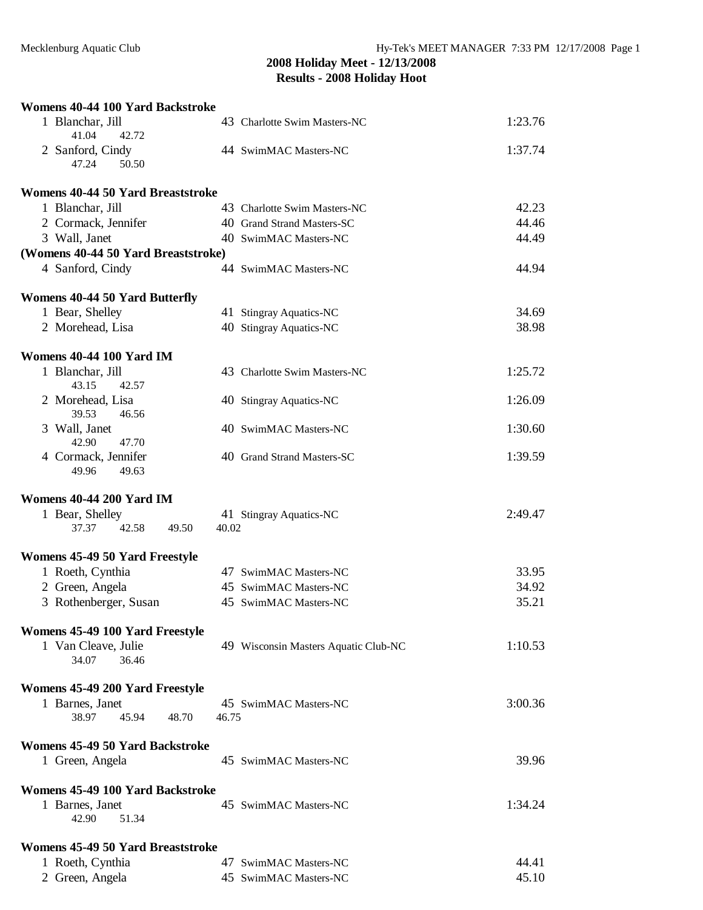## 2008 Holiday Meet - 12/13/2008
## Results - 2008 Holiday Hoot

**Womens 40-44 100 Yard Backstroke**

| Place | Name | Age | Team | Time |
|---|---|---|---|---|
| 1 | Blanchar, Jill | 43 | Charlotte Swim Masters-NC | 1:23.76 |
| | 41.04 42.72 | | | |
| 2 | Sanford, Cindy | 44 | SwimMAC Masters-NC | 1:37.74 |
| | 47.24 50.50 | | | |

**Womens 40-44 50 Yard Breaststroke**

| Place | Name | Age | Team | Time |
|---|---|---|---|---|
| 1 | Blanchar, Jill | 43 | Charlotte Swim Masters-NC | 42.23 |
| 2 | Cormack, Jennifer | 40 | Grand Strand Masters-SC | 44.46 |
| 3 | Wall, Janet | 40 | SwimMAC Masters-NC | 44.49 |

**(Womens 40-44 50 Yard Breaststroke)**

| Place | Name | Age | Team | Time |
|---|---|---|---|---|
| 4 | Sanford, Cindy | 44 | SwimMAC Masters-NC | 44.94 |

**Womens 40-44 50 Yard Butterfly**

| Place | Name | Age | Team | Time |
|---|---|---|---|---|
| 1 | Bear, Shelley | 41 | Stingray Aquatics-NC | 34.69 |
| 2 | Morehead, Lisa | 40 | Stingray Aquatics-NC | 38.98 |

**Womens 40-44 100 Yard IM**

| Place | Name | Age | Team | Time |
|---|---|---|---|---|
| 1 | Blanchar, Jill | 43 | Charlotte Swim Masters-NC | 1:25.72 |
| | 43.15 42.57 | | | |
| 2 | Morehead, Lisa | 40 | Stingray Aquatics-NC | 1:26.09 |
| | 39.53 46.56 | | | |
| 3 | Wall, Janet | 40 | SwimMAC Masters-NC | 1:30.60 |
| | 42.90 47.70 | | | |
| 4 | Cormack, Jennifer | 40 | Grand Strand Masters-SC | 1:39.59 |
| | 49.96 49.63 | | | |

**Womens 40-44 200 Yard IM**

| Place | Name | Age | Team | Time |
|---|---|---|---|---|
| 1 | Bear, Shelley | 41 | Stingray Aquatics-NC | 2:49.47 |
| | 37.37 42.58 49.50 40.02 | | | |

**Womens 45-49 50 Yard Freestyle**

| Place | Name | Age | Team | Time |
|---|---|---|---|---|
| 1 | Roeth, Cynthia | 47 | SwimMAC Masters-NC | 33.95 |
| 2 | Green, Angela | 45 | SwimMAC Masters-NC | 34.92 |
| 3 | Rothenberger, Susan | 45 | SwimMAC Masters-NC | 35.21 |

**Womens 45-49 100 Yard Freestyle**

| Place | Name | Age | Team | Time |
|---|---|---|---|---|
| 1 | Van Cleave, Julie | 49 | Wisconsin Masters Aquatic Club-NC | 1:10.53 |
| | 34.07 36.46 | | | |

**Womens 45-49 200 Yard Freestyle**

| Place | Name | Age | Team | Time |
|---|---|---|---|---|
| 1 | Barnes, Janet | 45 | SwimMAC Masters-NC | 3:00.36 |
| | 38.97 45.94 48.70 46.75 | | | |

**Womens 45-49 50 Yard Backstroke**

| Place | Name | Age | Team | Time |
|---|---|---|---|---|
| 1 | Green, Angela | 45 | SwimMAC Masters-NC | 39.96 |

**Womens 45-49 100 Yard Backstroke**

| Place | Name | Age | Team | Time |
|---|---|---|---|---|
| 1 | Barnes, Janet | 45 | SwimMAC Masters-NC | 1:34.24 |
| | 42.90 51.34 | | | |

**Womens 45-49 50 Yard Breaststroke**

| Place | Name | Age | Team | Time |
|---|---|---|---|---|
| 1 | Roeth, Cynthia | 47 | SwimMAC Masters-NC | 44.41 |
| 2 | Green, Angela | 45 | SwimMAC Masters-NC | 45.10 |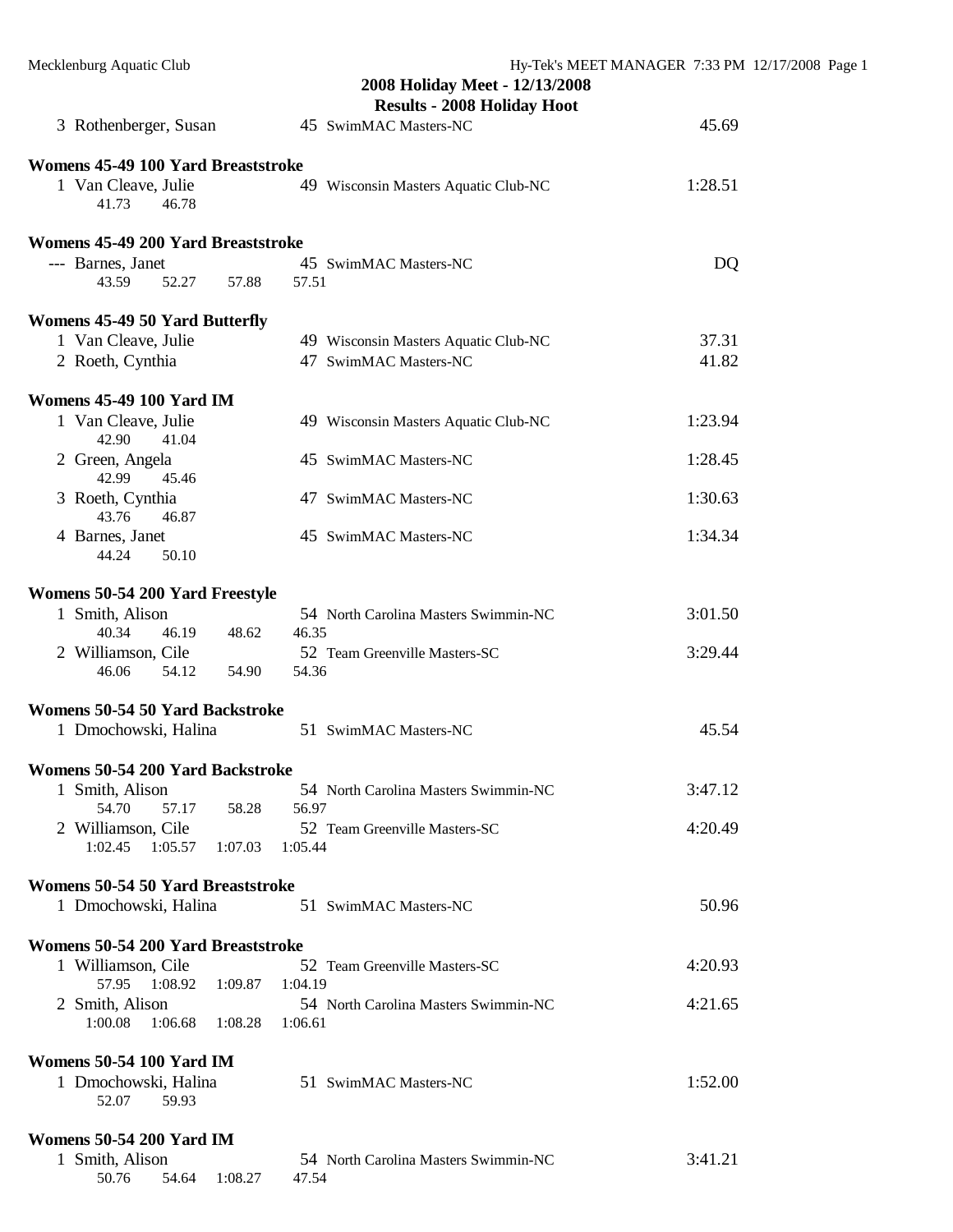## 2008 Holiday Meet - 12/13/2008

### Results - 2008 Holiday Hoot

| Place | Name | Age | Team | Time |
|---|---|---|---|---|
| 3 | Rothenberger, Susan | 45 | SwimMAC Masters-NC | 45.69 |

### Womens 45-49 100 Yard Breaststroke

| Place | Name | Age | Team | Time |
|---|---|---|---|---|
| 1 | Van Cleave, Julie | 49 | Wisconsin Masters Aquatic Club-NC | 1:28.51 |
| | 41.73  46.78 | | | |

### Womens 45-49 200 Yard Breaststroke

| Place | Name | Age | Team | Time |
|---|---|---|---|---|
| --- | Barnes, Janet | 45 | SwimMAC Masters-NC | DQ |
| | 43.59  52.27  57.88  57.51 | | | |

### Womens 45-49 50 Yard Butterfly

| Place | Name | Age | Team | Time |
|---|---|---|---|---|
| 1 | Van Cleave, Julie | 49 | Wisconsin Masters Aquatic Club-NC | 37.31 |
| 2 | Roeth, Cynthia | 47 | SwimMAC Masters-NC | 41.82 |

### Womens 45-49 100 Yard IM

| Place | Name | Age | Team | Time |
|---|---|---|---|---|
| 1 | Van Cleave, Julie | 49 | Wisconsin Masters Aquatic Club-NC | 1:23.94 |
| | 42.90  41.04 | | | |
| 2 | Green, Angela | 45 | SwimMAC Masters-NC | 1:28.45 |
| | 42.99  45.46 | | | |
| 3 | Roeth, Cynthia | 47 | SwimMAC Masters-NC | 1:30.63 |
| | 43.76  46.87 | | | |
| 4 | Barnes, Janet | 45 | SwimMAC Masters-NC | 1:34.34 |
| | 44.24  50.10 | | | |

### Womens 50-54 200 Yard Freestyle

| Place | Name | Age | Team | Time |
|---|---|---|---|---|
| 1 | Smith, Alison | 54 | North Carolina Masters Swimmin-NC | 3:01.50 |
| | 40.34  46.19  48.62  46.35 | | | |
| 2 | Williamson, Cile | 52 | Team Greenville Masters-SC | 3:29.44 |
| | 46.06  54.12  54.90  54.36 | | | |

### Womens 50-54 50 Yard Backstroke

| Place | Name | Age | Team | Time |
|---|---|---|---|---|
| 1 | Dmochowski, Halina | 51 | SwimMAC Masters-NC | 45.54 |

### Womens 50-54 200 Yard Backstroke

| Place | Name | Age | Team | Time |
|---|---|---|---|---|
| 1 | Smith, Alison | 54 | North Carolina Masters Swimmin-NC | 3:47.12 |
| | 54.70  57.17  58.28  56.97 | | | |
| 2 | Williamson, Cile | 52 | Team Greenville Masters-SC | 4:20.49 |
| | 1:02.45  1:05.57  1:07.03  1:05.44 | | | |

### Womens 50-54 50 Yard Breaststroke

| Place | Name | Age | Team | Time |
|---|---|---|---|---|
| 1 | Dmochowski, Halina | 51 | SwimMAC Masters-NC | 50.96 |

### Womens 50-54 200 Yard Breaststroke

| Place | Name | Age | Team | Time |
|---|---|---|---|---|
| 1 | Williamson, Cile | 52 | Team Greenville Masters-SC | 4:20.93 |
| | 57.95  1:08.92  1:09.87  1:04.19 | | | |
| 2 | Smith, Alison | 54 | North Carolina Masters Swimmin-NC | 4:21.65 |
| | 1:00.08  1:06.68  1:08.28  1:06.61 | | | |

### Womens 50-54 100 Yard IM

| Place | Name | Age | Team | Time |
|---|---|---|---|---|
| 1 | Dmochowski, Halina | 51 | SwimMAC Masters-NC | 1:52.00 |
| | 52.07  59.93 | | | |

### Womens 50-54 200 Yard IM

| Place | Name | Age | Team | Time |
|---|---|---|---|---|
| 1 | Smith, Alison | 54 | North Carolina Masters Swimmin-NC | 3:41.21 |
| | 50.76  54.64  1:08.27  47.54 | | | |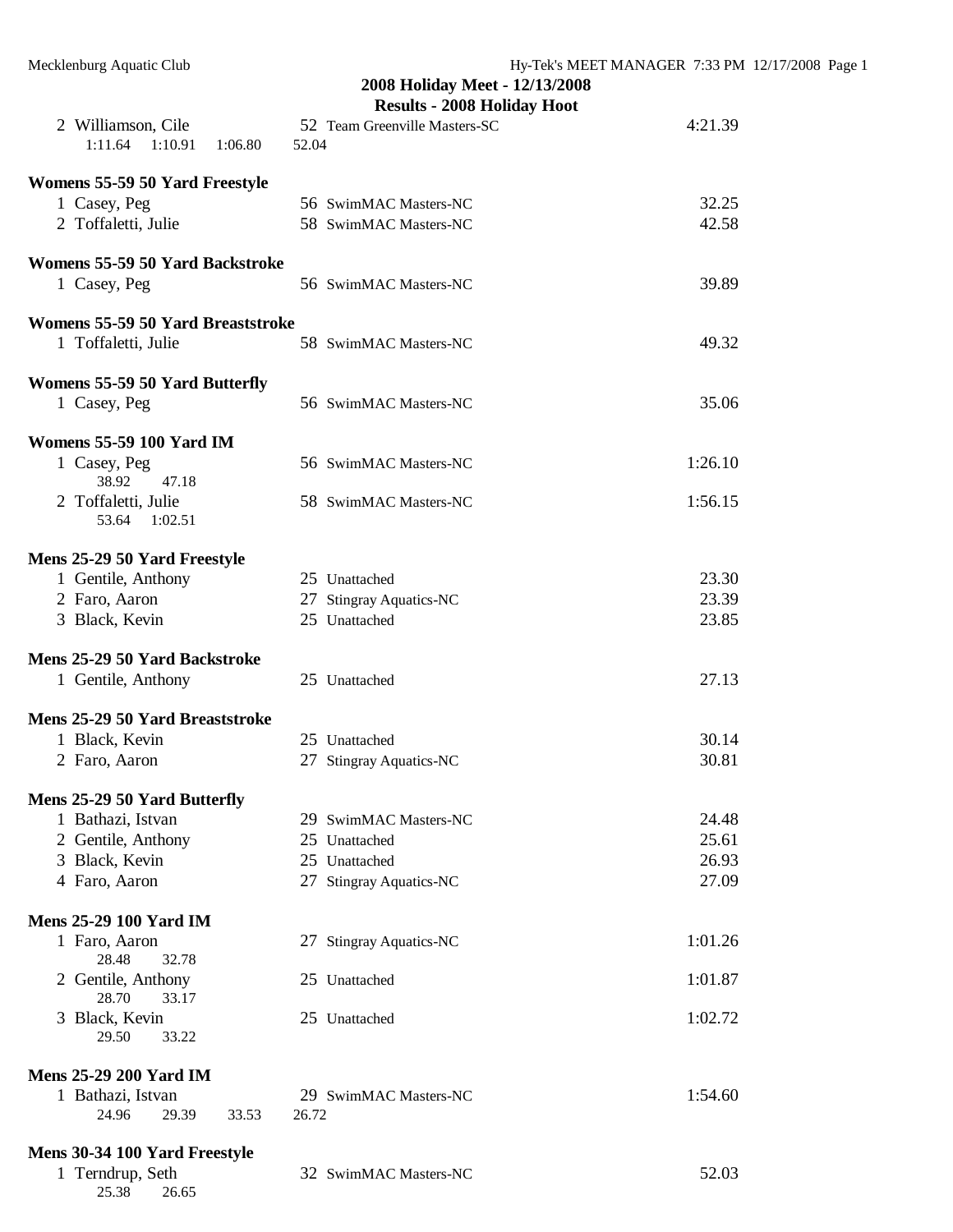## 2008 Holiday Meet - 12/13/2008

### Results - 2008 Holiday Hoot

| | Name | Age | Team | Time |
|---|---|---|---|---|
| 2 | Williamson, Cile | 52 | Team Greenville Masters-SC | 4:21.39 |
| | 1:11.64 1:10.91 1:06.80 52.04 | | | |

**Womens 55-59 50 Yard Freestyle**

| | Name | Age | Team | Time |
|---|---|---|---|---|
| 1 | Casey, Peg | 56 | SwimMAC Masters-NC | 32.25 |
| 2 | Toffaletti, Julie | 58 | SwimMAC Masters-NC | 42.58 |

**Womens 55-59 50 Yard Backstroke**

| | Name | Age | Team | Time |
|---|---|---|---|---|
| 1 | Casey, Peg | 56 | SwimMAC Masters-NC | 39.89 |

**Womens 55-59 50 Yard Breaststroke**

| | Name | Age | Team | Time |
|---|---|---|---|---|
| 1 | Toffaletti, Julie | 58 | SwimMAC Masters-NC | 49.32 |

**Womens 55-59 50 Yard Butterfly**

| | Name | Age | Team | Time |
|---|---|---|---|---|
| 1 | Casey, Peg | 56 | SwimMAC Masters-NC | 35.06 |

**Womens 55-59 100 Yard IM**

| | Name | Age | Team | Time |
|---|---|---|---|---|
| 1 | Casey, Peg | 56 | SwimMAC Masters-NC | 1:26.10 |
| | 38.92 47.18 | | | |
| 2 | Toffaletti, Julie | 58 | SwimMAC Masters-NC | 1:56.15 |
| | 53.64 1:02.51 | | | |

**Mens 25-29 50 Yard Freestyle**

| | Name | Age | Team | Time |
|---|---|---|---|---|
| 1 | Gentile, Anthony | 25 | Unattached | 23.30 |
| 2 | Faro, Aaron | 27 | Stingray Aquatics-NC | 23.39 |
| 3 | Black, Kevin | 25 | Unattached | 23.85 |

**Mens 25-29 50 Yard Backstroke**

| | Name | Age | Team | Time |
|---|---|---|---|---|
| 1 | Gentile, Anthony | 25 | Unattached | 27.13 |

**Mens 25-29 50 Yard Breaststroke**

| | Name | Age | Team | Time |
|---|---|---|---|---|
| 1 | Black, Kevin | 25 | Unattached | 30.14 |
| 2 | Faro, Aaron | 27 | Stingray Aquatics-NC | 30.81 |

**Mens 25-29 50 Yard Butterfly**

| | Name | Age | Team | Time |
|---|---|---|---|---|
| 1 | Bathazi, Istvan | 29 | SwimMAC Masters-NC | 24.48 |
| 2 | Gentile, Anthony | 25 | Unattached | 25.61 |
| 3 | Black, Kevin | 25 | Unattached | 26.93 |
| 4 | Faro, Aaron | 27 | Stingray Aquatics-NC | 27.09 |

**Mens 25-29 100 Yard IM**

| | Name | Age | Team | Time |
|---|---|---|---|---|
| 1 | Faro, Aaron | 27 | Stingray Aquatics-NC | 1:01.26 |
| | 28.48 32.78 | | | |
| 2 | Gentile, Anthony | 25 | Unattached | 1:01.87 |
| | 28.70 33.17 | | | |
| 3 | Black, Kevin | 25 | Unattached | 1:02.72 |
| | 29.50 33.22 | | | |

**Mens 25-29 200 Yard IM**

| | Name | Age | Team | Time |
|---|---|---|---|---|
| 1 | Bathazi, Istvan | 29 | SwimMAC Masters-NC | 1:54.60 |
| | 24.96 29.39 33.53 26.72 | | | |

**Mens 30-34 100 Yard Freestyle**

| | Name | Age | Team | Time |
|---|---|---|---|---|
| 1 | Terndrup, Seth | 32 | SwimMAC Masters-NC | 52.03 |
| | 25.38 26.65 | | | |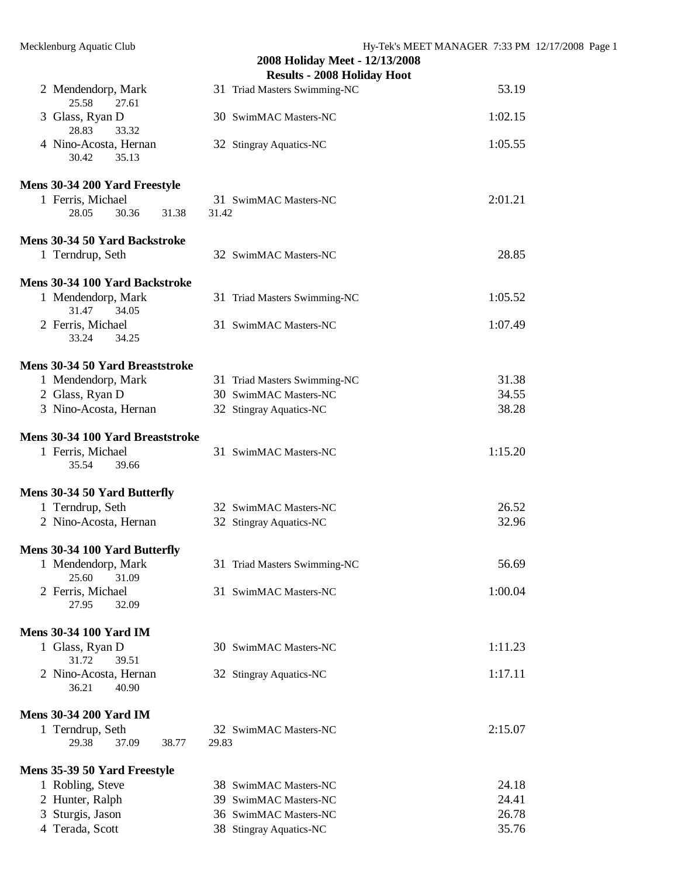## 2008 Holiday Meet - 12/13/2008

### Results - 2008 Holiday Hoot

| Place | Name | Age | Team | Time |
|---|---|---|---|---|
| 2 | Mendendorp, Mark | 31 | Triad Masters Swimming-NC | 53.19 |
| | 25.58 27.61 | | | |
| 3 | Glass, Ryan D | 30 | SwimMAC Masters-NC | 1:02.15 |
| | 28.83 33.32 | | | |
| 4 | Nino-Acosta, Hernan | 32 | Stingray Aquatics-NC | 1:05.55 |
| | 30.42 35.13 | | | |

**Mens 30-34 200 Yard Freestyle**

| Place | Name | Age | Team | Time |
|---|---|---|---|---|
| 1 | Ferris, Michael | 31 | SwimMAC Masters-NC | 2:01.21 |
| | 28.05 30.36 31.38 31.42 | | | |

**Mens 30-34 50 Yard Backstroke**

| Place | Name | Age | Team | Time |
|---|---|---|---|---|
| 1 | Terndrup, Seth | 32 | SwimMAC Masters-NC | 28.85 |

**Mens 30-34 100 Yard Backstroke**

| Place | Name | Age | Team | Time |
|---|---|---|---|---|
| 1 | Mendendorp, Mark | 31 | Triad Masters Swimming-NC | 1:05.52 |
| | 31.47 34.05 | | | |
| 2 | Ferris, Michael | 31 | SwimMAC Masters-NC | 1:07.49 |
| | 33.24 34.25 | | | |

**Mens 30-34 50 Yard Breaststroke**

| Place | Name | Age | Team | Time |
|---|---|---|---|---|
| 1 | Mendendorp, Mark | 31 | Triad Masters Swimming-NC | 31.38 |
| 2 | Glass, Ryan D | 30 | SwimMAC Masters-NC | 34.55 |
| 3 | Nino-Acosta, Hernan | 32 | Stingray Aquatics-NC | 38.28 |

**Mens 30-34 100 Yard Breaststroke**

| Place | Name | Age | Team | Time |
|---|---|---|---|---|
| 1 | Ferris, Michael | 31 | SwimMAC Masters-NC | 1:15.20 |
| | 35.54 39.66 | | | |

**Mens 30-34 50 Yard Butterfly**

| Place | Name | Age | Team | Time |
|---|---|---|---|---|
| 1 | Terndrup, Seth | 32 | SwimMAC Masters-NC | 26.52 |
| 2 | Nino-Acosta, Hernan | 32 | Stingray Aquatics-NC | 32.96 |

**Mens 30-34 100 Yard Butterfly**

| Place | Name | Age | Team | Time |
|---|---|---|---|---|
| 1 | Mendendorp, Mark | 31 | Triad Masters Swimming-NC | 56.69 |
| | 25.60 31.09 | | | |
| 2 | Ferris, Michael | 31 | SwimMAC Masters-NC | 1:00.04 |
| | 27.95 32.09 | | | |

**Mens 30-34 100 Yard IM**

| Place | Name | Age | Team | Time |
|---|---|---|---|---|
| 1 | Glass, Ryan D | 30 | SwimMAC Masters-NC | 1:11.23 |
| | 31.72 39.51 | | | |
| 2 | Nino-Acosta, Hernan | 32 | Stingray Aquatics-NC | 1:17.11 |
| | 36.21 40.90 | | | |

**Mens 30-34 200 Yard IM**

| Place | Name | Age | Team | Time |
|---|---|---|---|---|
| 1 | Terndrup, Seth | 32 | SwimMAC Masters-NC | 2:15.07 |
| | 29.38 37.09 38.77 29.83 | | | |

**Mens 35-39 50 Yard Freestyle**

| Place | Name | Age | Team | Time |
|---|---|---|---|---|
| 1 | Robling, Steve | 38 | SwimMAC Masters-NC | 24.18 |
| 2 | Hunter, Ralph | 39 | SwimMAC Masters-NC | 24.41 |
| 3 | Sturgis, Jason | 36 | SwimMAC Masters-NC | 26.78 |
| 4 | Terada, Scott | 38 | Stingray Aquatics-NC | 35.76 |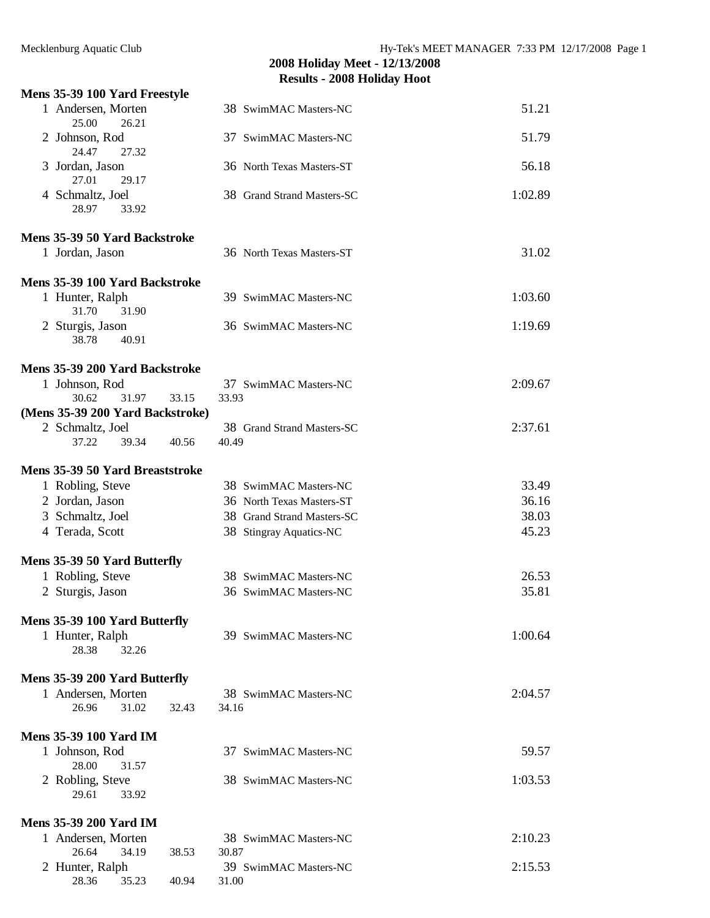## 2008 Holiday Meet - 12/13/2008

## Results - 2008 Holiday Hoot

### Mens 35-39 100 Yard Freestyle

| Place | Name | Age | Team | Time |
|---|---|---|---|---|
| 1 | Andersen, Morten | 38 | SwimMAC Masters-NC | 51.21 |
| | 25.00 26.21 | | | |
| 2 | Johnson, Rod | 37 | SwimMAC Masters-NC | 51.79 |
| | 24.47 27.32 | | | |
| 3 | Jordan, Jason | 36 | North Texas Masters-ST | 56.18 |
| | 27.01 29.17 | | | |
| 4 | Schmaltz, Joel | 38 | Grand Strand Masters-SC | 1:02.89 |
| | 28.97 33.92 | | | |

### Mens 35-39 50 Yard Backstroke

| Place | Name | Age | Team | Time |
|---|---|---|---|---|
| 1 | Jordan, Jason | 36 | North Texas Masters-ST | 31.02 |

### Mens 35-39 100 Yard Backstroke

| Place | Name | Age | Team | Time |
|---|---|---|---|---|
| 1 | Hunter, Ralph | 39 | SwimMAC Masters-NC | 1:03.60 |
| | 31.70 31.90 | | | |
| 2 | Sturgis, Jason | 36 | SwimMAC Masters-NC | 1:19.69 |
| | 38.78 40.91 | | | |

### Mens 35-39 200 Yard Backstroke

| Place | Name | Age | Team | Time |
|---|---|---|---|---|
| 1 | Johnson, Rod | 37 | SwimMAC Masters-NC | 2:09.67 |
| | 30.62 31.97 33.15 33.93 | | | |
| 2 | Schmaltz, Joel | 38 | Grand Strand Masters-SC | 2:37.61 |
| | 37.22 39.34 40.56 40.49 | | | |

### Mens 35-39 50 Yard Breaststroke

| Place | Name | Age | Team | Time |
|---|---|---|---|---|
| 1 | Robling, Steve | 38 | SwimMAC Masters-NC | 33.49 |
| 2 | Jordan, Jason | 36 | North Texas Masters-ST | 36.16 |
| 3 | Schmaltz, Joel | 38 | Grand Strand Masters-SC | 38.03 |
| 4 | Terada, Scott | 38 | Stingray Aquatics-NC | 45.23 |

### Mens 35-39 50 Yard Butterfly

| Place | Name | Age | Team | Time |
|---|---|---|---|---|
| 1 | Robling, Steve | 38 | SwimMAC Masters-NC | 26.53 |
| 2 | Sturgis, Jason | 36 | SwimMAC Masters-NC | 35.81 |

### Mens 35-39 100 Yard Butterfly

| Place | Name | Age | Team | Time |
|---|---|---|---|---|
| 1 | Hunter, Ralph | 39 | SwimMAC Masters-NC | 1:00.64 |
| | 28.38 32.26 | | | |

### Mens 35-39 200 Yard Butterfly

| Place | Name | Age | Team | Time |
|---|---|---|---|---|
| 1 | Andersen, Morten | 38 | SwimMAC Masters-NC | 2:04.57 |
| | 26.96 31.02 32.43 34.16 | | | |

### Mens 35-39 100 Yard IM

| Place | Name | Age | Team | Time |
|---|---|---|---|---|
| 1 | Johnson, Rod | 37 | SwimMAC Masters-NC | 59.57 |
| | 28.00 31.57 | | | |
| 2 | Robling, Steve | 38 | SwimMAC Masters-NC | 1:03.53 |
| | 29.61 33.92 | | | |

### Mens 35-39 200 Yard IM

| Place | Name | Age | Team | Time |
|---|---|---|---|---|
| 1 | Andersen, Morten | 38 | SwimMAC Masters-NC | 2:10.23 |
| | 26.64 34.19 38.53 30.87 | | | |
| 2 | Hunter, Ralph | 39 | SwimMAC Masters-NC | 2:15.53 |
| | 28.36 35.23 40.94 31.00 | | | |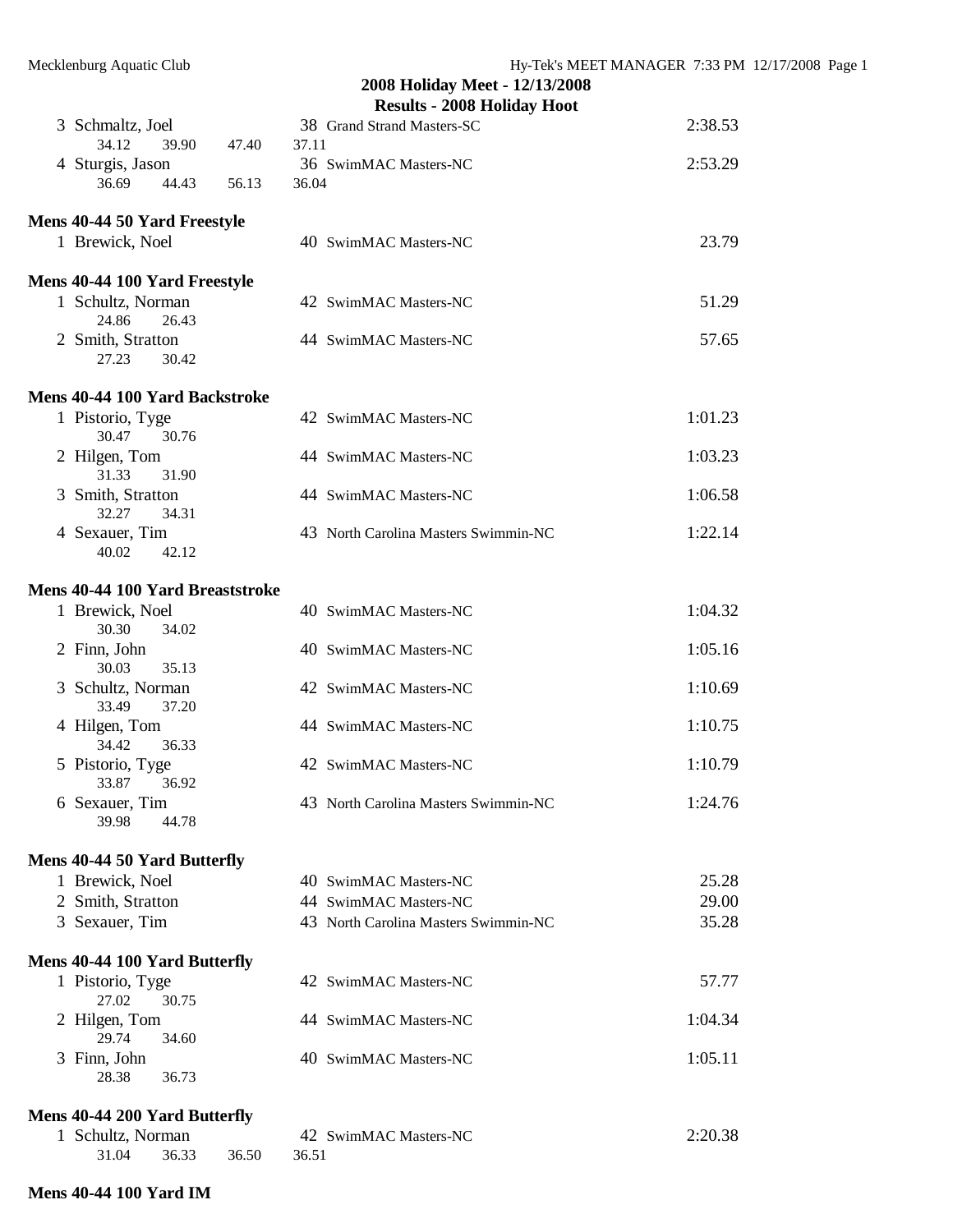## 2008 Holiday Meet - 12/13/2008

### Results - 2008 Holiday Hoot

| Place | Name | Age | Team | Time |
|---|---|---|---|---|
| 3 | Schmaltz, Joel | 38 | Grand Strand Masters-SC | 2:38.53 |
| | 34.12  39.90  47.40  37.11 | | | |
| 4 | Sturgis, Jason | 36 | SwimMAC Masters-NC | 2:53.29 |
| | 36.69  44.43  56.13  36.04 | | | |

**Mens 40-44 50 Yard Freestyle**

| Place | Name | Age | Team | Time |
|---|---|---|---|---|
| 1 | Brewick, Noel | 40 | SwimMAC Masters-NC | 23.79 |

**Mens 40-44 100 Yard Freestyle**

| Place | Name | Age | Team | Time |
|---|---|---|---|---|
| 1 | Schultz, Norman | 42 | SwimMAC Masters-NC | 51.29 |
| | 24.86  26.43 | | | |
| 2 | Smith, Stratton | 44 | SwimMAC Masters-NC | 57.65 |
| | 27.23  30.42 | | | |

**Mens 40-44 100 Yard Backstroke**

| Place | Name | Age | Team | Time |
|---|---|---|---|---|
| 1 | Pistorio, Tyge | 42 | SwimMAC Masters-NC | 1:01.23 |
| | 30.47  30.76 | | | |
| 2 | Hilgen, Tom | 44 | SwimMAC Masters-NC | 1:03.23 |
| | 31.33  31.90 | | | |
| 3 | Smith, Stratton | 44 | SwimMAC Masters-NC | 1:06.58 |
| | 32.27  34.31 | | | |
| 4 | Sexauer, Tim | 43 | North Carolina Masters Swimmin-NC | 1:22.14 |
| | 40.02  42.12 | | | |

**Mens 40-44 100 Yard Breaststroke**

| Place | Name | Age | Team | Time |
|---|---|---|---|---|
| 1 | Brewick, Noel | 40 | SwimMAC Masters-NC | 1:04.32 |
| | 30.30  34.02 | | | |
| 2 | Finn, John | 40 | SwimMAC Masters-NC | 1:05.16 |
| | 30.03  35.13 | | | |
| 3 | Schultz, Norman | 42 | SwimMAC Masters-NC | 1:10.69 |
| | 33.49  37.20 | | | |
| 4 | Hilgen, Tom | 44 | SwimMAC Masters-NC | 1:10.75 |
| | 34.42  36.33 | | | |
| 5 | Pistorio, Tyge | 42 | SwimMAC Masters-NC | 1:10.79 |
| | 33.87  36.92 | | | |
| 6 | Sexauer, Tim | 43 | North Carolina Masters Swimmin-NC | 1:24.76 |
| | 39.98  44.78 | | | |

**Mens 40-44 50 Yard Butterfly**

| Place | Name | Age | Team | Time |
|---|---|---|---|---|
| 1 | Brewick, Noel | 40 | SwimMAC Masters-NC | 25.28 |
| 2 | Smith, Stratton | 44 | SwimMAC Masters-NC | 29.00 |
| 3 | Sexauer, Tim | 43 | North Carolina Masters Swimmin-NC | 35.28 |

**Mens 40-44 100 Yard Butterfly**

| Place | Name | Age | Team | Time |
|---|---|---|---|---|
| 1 | Pistorio, Tyge | 42 | SwimMAC Masters-NC | 57.77 |
| | 27.02  30.75 | | | |
| 2 | Hilgen, Tom | 44 | SwimMAC Masters-NC | 1:04.34 |
| | 29.74  34.60 | | | |
| 3 | Finn, John | 40 | SwimMAC Masters-NC | 1:05.11 |
| | 28.38  36.73 | | | |

**Mens 40-44 200 Yard Butterfly**

| Place | Name | Age | Team | Time |
|---|---|---|---|---|
| 1 | Schultz, Norman | 42 | SwimMAC Masters-NC | 2:20.38 |
| | 31.04  36.33  36.50  36.51 | | | |

**Mens 40-44 100 Yard IM**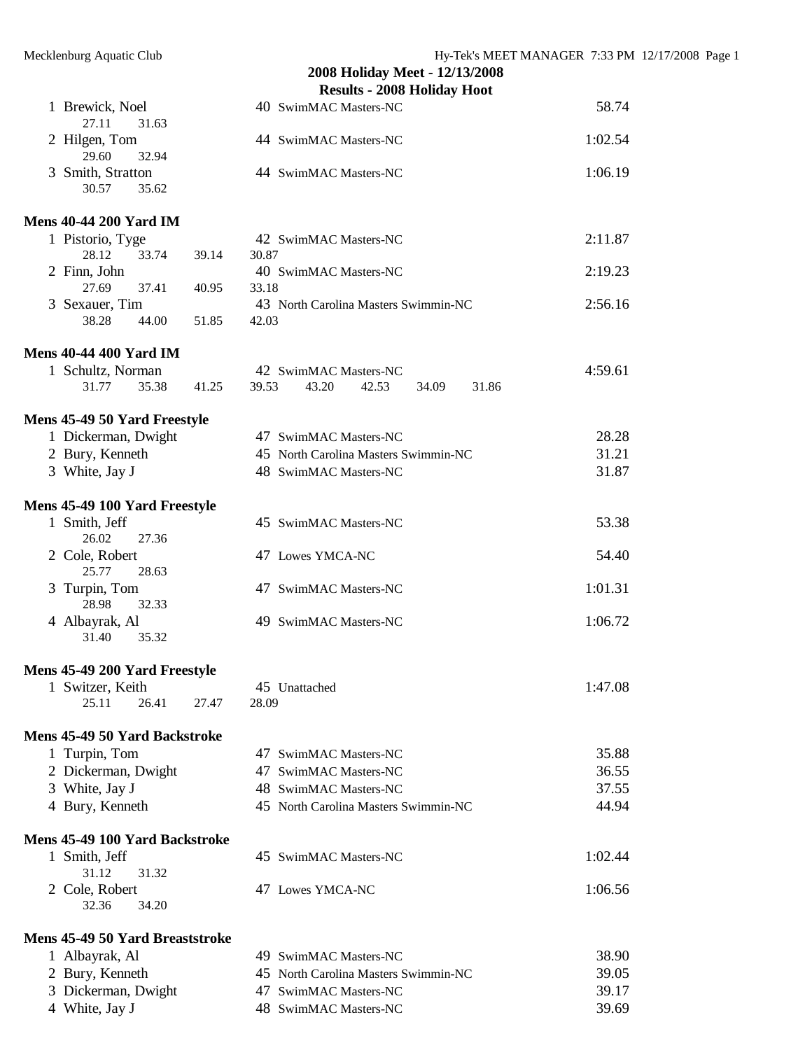## 2008 Holiday Meet - 12/13/2008

### Results - 2008 Holiday Hoot

| Place | Name | Age | Team | Time |
|---|---|---|---|---|
| 1 | Brewick, Noel | 40 | SwimMAC Masters-NC | 58.74 |
| | 27.11 31.63 | | | |
| 2 | Hilgen, Tom | 44 | SwimMAC Masters-NC | 1:02.54 |
| | 29.60 32.94 | | | |
| 3 | Smith, Stratton | 44 | SwimMAC Masters-NC | 1:06.19 |
| | 30.57 35.62 | | | |

### Mens 40-44 200 Yard IM

| Place | Name | Age | Team | Time |
|---|---|---|---|---|
| 1 | Pistorio, Tyge | 42 | SwimMAC Masters-NC | 2:11.87 |
| | 28.12 33.74 39.14 30.87 | | | |
| 2 | Finn, John | 40 | SwimMAC Masters-NC | 2:19.23 |
| | 27.69 37.41 40.95 33.18 | | | |
| 3 | Sexauer, Tim | 43 | North Carolina Masters Swimmin-NC | 2:56.16 |
| | 38.28 44.00 51.85 42.03 | | | |

### Mens 40-44 400 Yard IM

| Place | Name | Age | Team | Time |
|---|---|---|---|---|
| 1 | Schultz, Norman | 42 | SwimMAC Masters-NC | 4:59.61 |
| | 31.77 35.38 41.25 39.53 43.20 42.53 34.09 31.86 | | | |

### Mens 45-49 50 Yard Freestyle

| Place | Name | Age | Team | Time |
|---|---|---|---|---|
| 1 | Dickerman, Dwight | 47 | SwimMAC Masters-NC | 28.28 |
| 2 | Bury, Kenneth | 45 | North Carolina Masters Swimmin-NC | 31.21 |
| 3 | White, Jay J | 48 | SwimMAC Masters-NC | 31.87 |

### Mens 45-49 100 Yard Freestyle

| Place | Name | Age | Team | Time |
|---|---|---|---|---|
| 1 | Smith, Jeff | 45 | SwimMAC Masters-NC | 53.38 |
| | 26.02 27.36 | | | |
| 2 | Cole, Robert | 47 | Lowes YMCA-NC | 54.40 |
| | 25.77 28.63 | | | |
| 3 | Turpin, Tom | 47 | SwimMAC Masters-NC | 1:01.31 |
| | 28.98 32.33 | | | |
| 4 | Albayrak, Al | 49 | SwimMAC Masters-NC | 1:06.72 |
| | 31.40 35.32 | | | |

### Mens 45-49 200 Yard Freestyle

| Place | Name | Age | Team | Time |
|---|---|---|---|---|
| 1 | Switzer, Keith | 45 | Unattached | 1:47.08 |
| | 25.11 26.41 27.47 28.09 | | | |

### Mens 45-49 50 Yard Backstroke

| Place | Name | Age | Team | Time |
|---|---|---|---|---|
| 1 | Turpin, Tom | 47 | SwimMAC Masters-NC | 35.88 |
| 2 | Dickerman, Dwight | 47 | SwimMAC Masters-NC | 36.55 |
| 3 | White, Jay J | 48 | SwimMAC Masters-NC | 37.55 |
| 4 | Bury, Kenneth | 45 | North Carolina Masters Swimmin-NC | 44.94 |

### Mens 45-49 100 Yard Backstroke

| Place | Name | Age | Team | Time |
|---|---|---|---|---|
| 1 | Smith, Jeff | 45 | SwimMAC Masters-NC | 1:02.44 |
| | 31.12 31.32 | | | |
| 2 | Cole, Robert | 47 | Lowes YMCA-NC | 1:06.56 |
| | 32.36 34.20 | | | |

### Mens 45-49 50 Yard Breaststroke

| Place | Name | Age | Team | Time |
|---|---|---|---|---|
| 1 | Albayrak, Al | 49 | SwimMAC Masters-NC | 38.90 |
| 2 | Bury, Kenneth | 45 | North Carolina Masters Swimmin-NC | 39.05 |
| 3 | Dickerman, Dwight | 47 | SwimMAC Masters-NC | 39.17 |
| 4 | White, Jay J | 48 | SwimMAC Masters-NC | 39.69 |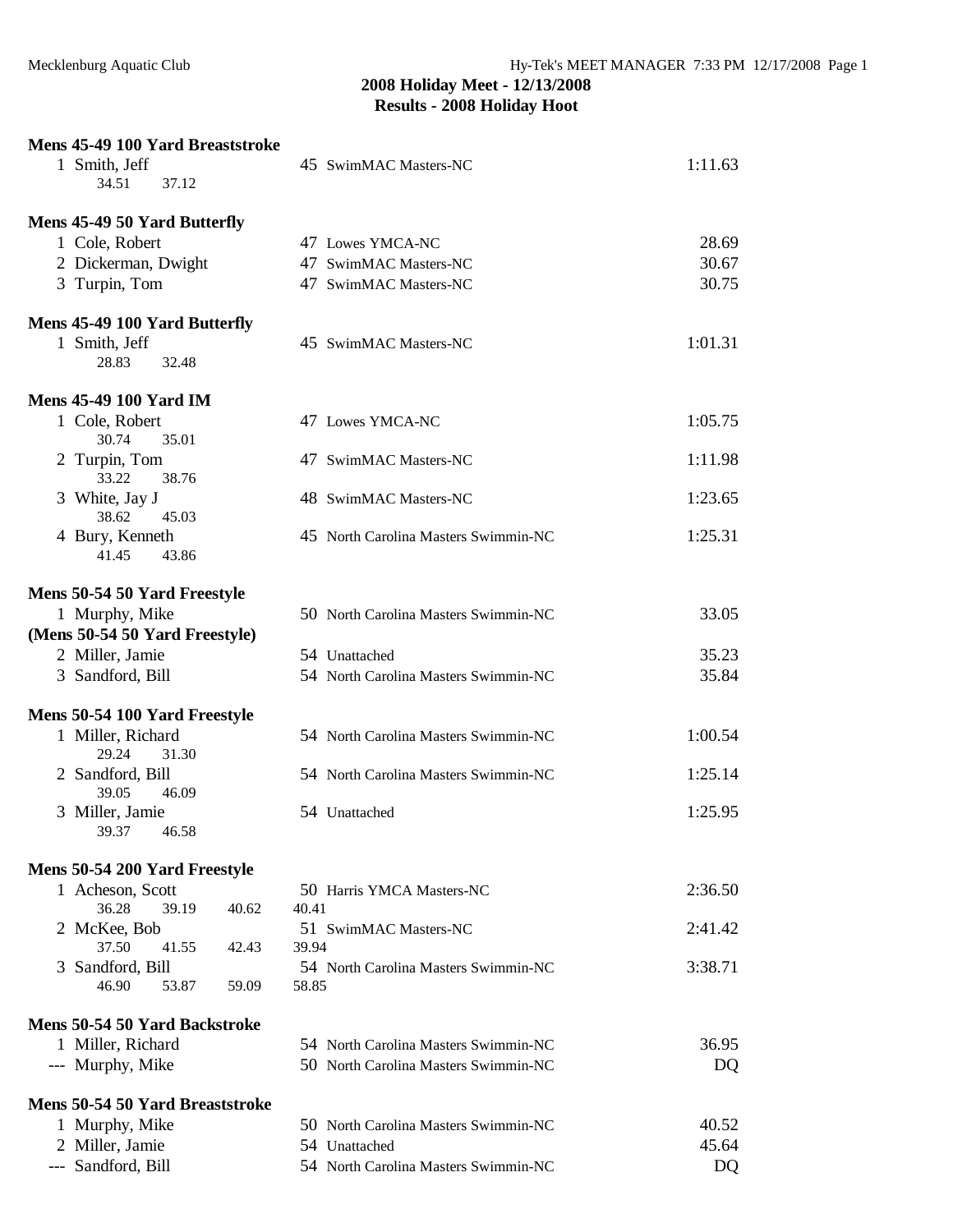**2008 Holiday Meet - 12/13/2008**
**Results - 2008 Holiday Hoot**

### Mens 45-49 100 Yard Breaststroke

| Place | Name | Age | Team | Time |
|---|---|---|---|---|
| 1 | Smith, Jeff | 45 | SwimMAC Masters-NC | 1:11.63 |
| | 34.51 37.12 | | | |

### Mens 45-49 50 Yard Butterfly

| Place | Name | Age | Team | Time |
|---|---|---|---|---|
| 1 | Cole, Robert | 47 | Lowes YMCA-NC | 28.69 |
| 2 | Dickerman, Dwight | 47 | SwimMAC Masters-NC | 30.67 |
| 3 | Turpin, Tom | 47 | SwimMAC Masters-NC | 30.75 |

### Mens 45-49 100 Yard Butterfly

| Place | Name | Age | Team | Time |
|---|---|---|---|---|
| 1 | Smith, Jeff | 45 | SwimMAC Masters-NC | 1:01.31 |
| | 28.83 32.48 | | | |

### Mens 45-49 100 Yard IM

| Place | Name | Age | Team | Time |
|---|---|---|---|---|
| 1 | Cole, Robert | 47 | Lowes YMCA-NC | 1:05.75 |
| | 30.74 35.01 | | | |
| 2 | Turpin, Tom | 47 | SwimMAC Masters-NC | 1:11.98 |
| | 33.22 38.76 | | | |
| 3 | White, Jay J | 48 | SwimMAC Masters-NC | 1:23.65 |
| | 38.62 45.03 | | | |
| 4 | Bury, Kenneth | 45 | North Carolina Masters Swimmin-NC | 1:25.31 |
| | 41.45 43.86 | | | |

### Mens 50-54 50 Yard Freestyle

| Place | Name | Age | Team | Time |
|---|---|---|---|---|
| 1 | Murphy, Mike | 50 | North Carolina Masters Swimmin-NC | 33.05 |
| 2 | Miller, Jamie | 54 | Unattached | 35.23 |
| 3 | Sandford, Bill | 54 | North Carolina Masters Swimmin-NC | 35.84 |

### Mens 50-54 100 Yard Freestyle

| Place | Name | Age | Team | Time |
|---|---|---|---|---|
| 1 | Miller, Richard | 54 | North Carolina Masters Swimmin-NC | 1:00.54 |
| | 29.24 31.30 | | | |
| 2 | Sandford, Bill | 54 | North Carolina Masters Swimmin-NC | 1:25.14 |
| | 39.05 46.09 | | | |
| 3 | Miller, Jamie | 54 | Unattached | 1:25.95 |
| | 39.37 46.58 | | | |

### Mens 50-54 200 Yard Freestyle

| Place | Name | Age | Team | Time |
|---|---|---|---|---|
| 1 | Acheson, Scott | 50 | Harris YMCA Masters-NC | 2:36.50 |
| | 36.28 39.19 40.62 40.41 | | | |
| 2 | McKee, Bob | 51 | SwimMAC Masters-NC | 2:41.42 |
| | 37.50 41.55 42.43 39.94 | | | |
| 3 | Sandford, Bill | 54 | North Carolina Masters Swimmin-NC | 3:38.71 |
| | 46.90 53.87 59.09 58.85 | | | |

### Mens 50-54 50 Yard Backstroke

| Place | Name | Age | Team | Time |
|---|---|---|---|---|
| 1 | Miller, Richard | 54 | North Carolina Masters Swimmin-NC | 36.95 |
| --- | Murphy, Mike | 50 | North Carolina Masters Swimmin-NC | DQ |

### Mens 50-54 50 Yard Breaststroke

| Place | Name | Age | Team | Time |
|---|---|---|---|---|
| 1 | Murphy, Mike | 50 | North Carolina Masters Swimmin-NC | 40.52 |
| 2 | Miller, Jamie | 54 | Unattached | 45.64 |
| --- | Sandford, Bill | 54 | North Carolina Masters Swimmin-NC | DQ |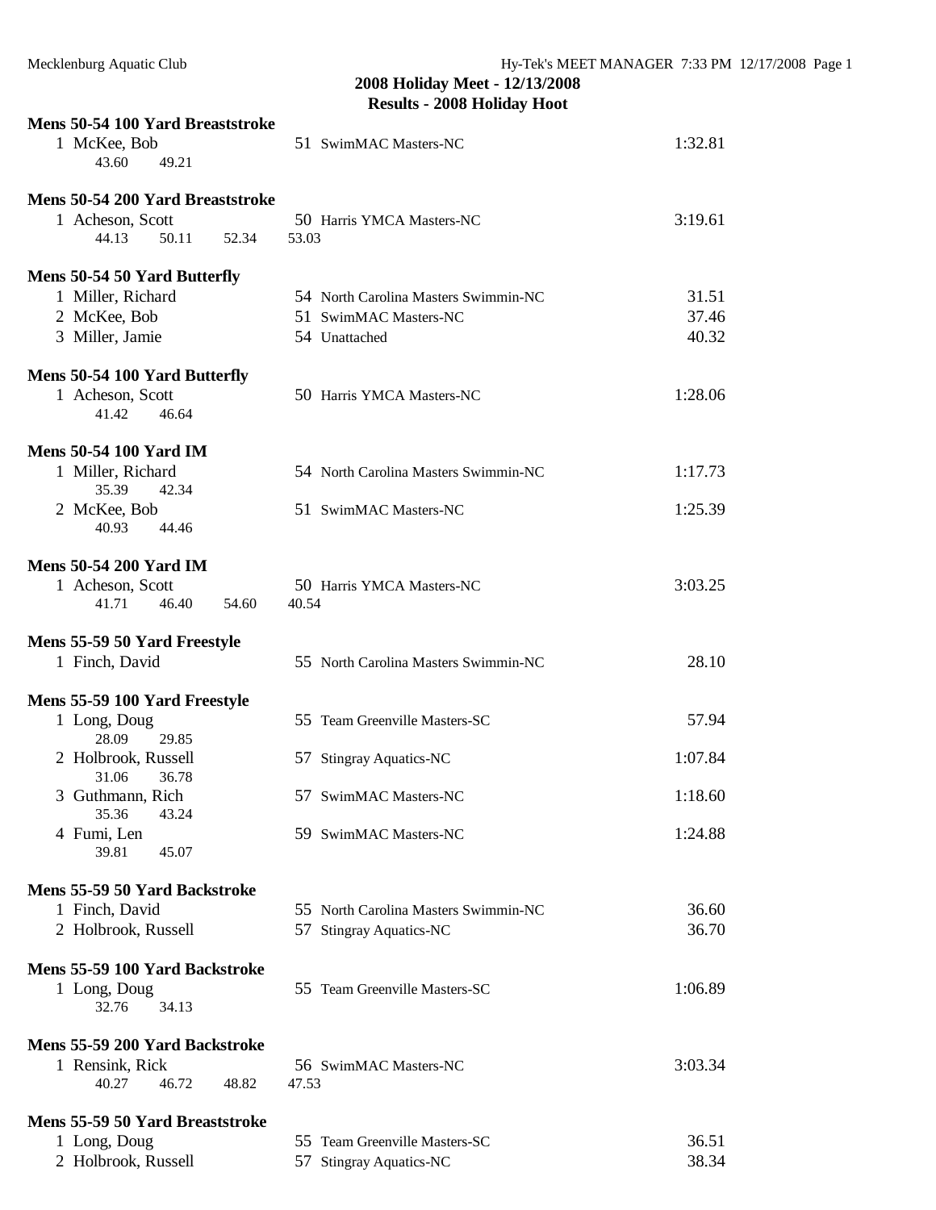## 2008 Holiday Meet - 12/13/2008
## Results - 2008 Holiday Hoot

### Mens 50-54 100 Yard Breaststroke

| Place | Name | Age | Team | Time |
|---|---|---|---|---|
| 1 | McKee, Bob | 51 | SwimMAC Masters-NC | 1:32.81 |
| | 43.60 49.21 | | | |

### Mens 50-54 200 Yard Breaststroke

| Place | Name | Age | Team | Time |
|---|---|---|---|---|
| 1 | Acheson, Scott | 50 | Harris YMCA Masters-NC | 3:19.61 |
| | 44.13 50.11 52.34 53.03 | | | |

### Mens 50-54 50 Yard Butterfly

| Place | Name | Age | Team | Time |
|---|---|---|---|---|
| 1 | Miller, Richard | 54 | North Carolina Masters Swimmin-NC | 31.51 |
| 2 | McKee, Bob | 51 | SwimMAC Masters-NC | 37.46 |
| 3 | Miller, Jamie | 54 | Unattached | 40.32 |

### Mens 50-54 100 Yard Butterfly

| Place | Name | Age | Team | Time |
|---|---|---|---|---|
| 1 | Acheson, Scott | 50 | Harris YMCA Masters-NC | 1:28.06 |
| | 41.42 46.64 | | | |

### Mens 50-54 100 Yard IM

| Place | Name | Age | Team | Time |
|---|---|---|---|---|
| 1 | Miller, Richard | 54 | North Carolina Masters Swimmin-NC | 1:17.73 |
| | 35.39 42.34 | | | |
| 2 | McKee, Bob | 51 | SwimMAC Masters-NC | 1:25.39 |
| | 40.93 44.46 | | | |

### Mens 50-54 200 Yard IM

| Place | Name | Age | Team | Time |
|---|---|---|---|---|
| 1 | Acheson, Scott | 50 | Harris YMCA Masters-NC | 3:03.25 |
| | 41.71 46.40 54.60 40.54 | | | |

### Mens 55-59 50 Yard Freestyle

| Place | Name | Age | Team | Time |
|---|---|---|---|---|
| 1 | Finch, David | 55 | North Carolina Masters Swimmin-NC | 28.10 |

### Mens 55-59 100 Yard Freestyle

| Place | Name | Age | Team | Time |
|---|---|---|---|---|
| 1 | Long, Doug | 55 | Team Greenville Masters-SC | 57.94 |
| | 28.09 29.85 | | | |
| 2 | Holbrook, Russell | 57 | Stingray Aquatics-NC | 1:07.84 |
| | 31.06 36.78 | | | |
| 3 | Guthmann, Rich | 57 | SwimMAC Masters-NC | 1:18.60 |
| | 35.36 43.24 | | | |
| 4 | Fumi, Len | 59 | SwimMAC Masters-NC | 1:24.88 |
| | 39.81 45.07 | | | |

### Mens 55-59 50 Yard Backstroke

| Place | Name | Age | Team | Time |
|---|---|---|---|---|
| 1 | Finch, David | 55 | North Carolina Masters Swimmin-NC | 36.60 |
| 2 | Holbrook, Russell | 57 | Stingray Aquatics-NC | 36.70 |

### Mens 55-59 100 Yard Backstroke

| Place | Name | Age | Team | Time |
|---|---|---|---|---|
| 1 | Long, Doug | 55 | Team Greenville Masters-SC | 1:06.89 |
| | 32.76 34.13 | | | |

### Mens 55-59 200 Yard Backstroke

| Place | Name | Age | Team | Time |
|---|---|---|---|---|
| 1 | Rensink, Rick | 56 | SwimMAC Masters-NC | 3:03.34 |
| | 40.27 46.72 48.82 47.53 | | | |

### Mens 55-59 50 Yard Breaststroke

| Place | Name | Age | Team | Time |
|---|---|---|---|---|
| 1 | Long, Doug | 55 | Team Greenville Masters-SC | 36.51 |
| 2 | Holbrook, Russell | 57 | Stingray Aquatics-NC | 38.34 |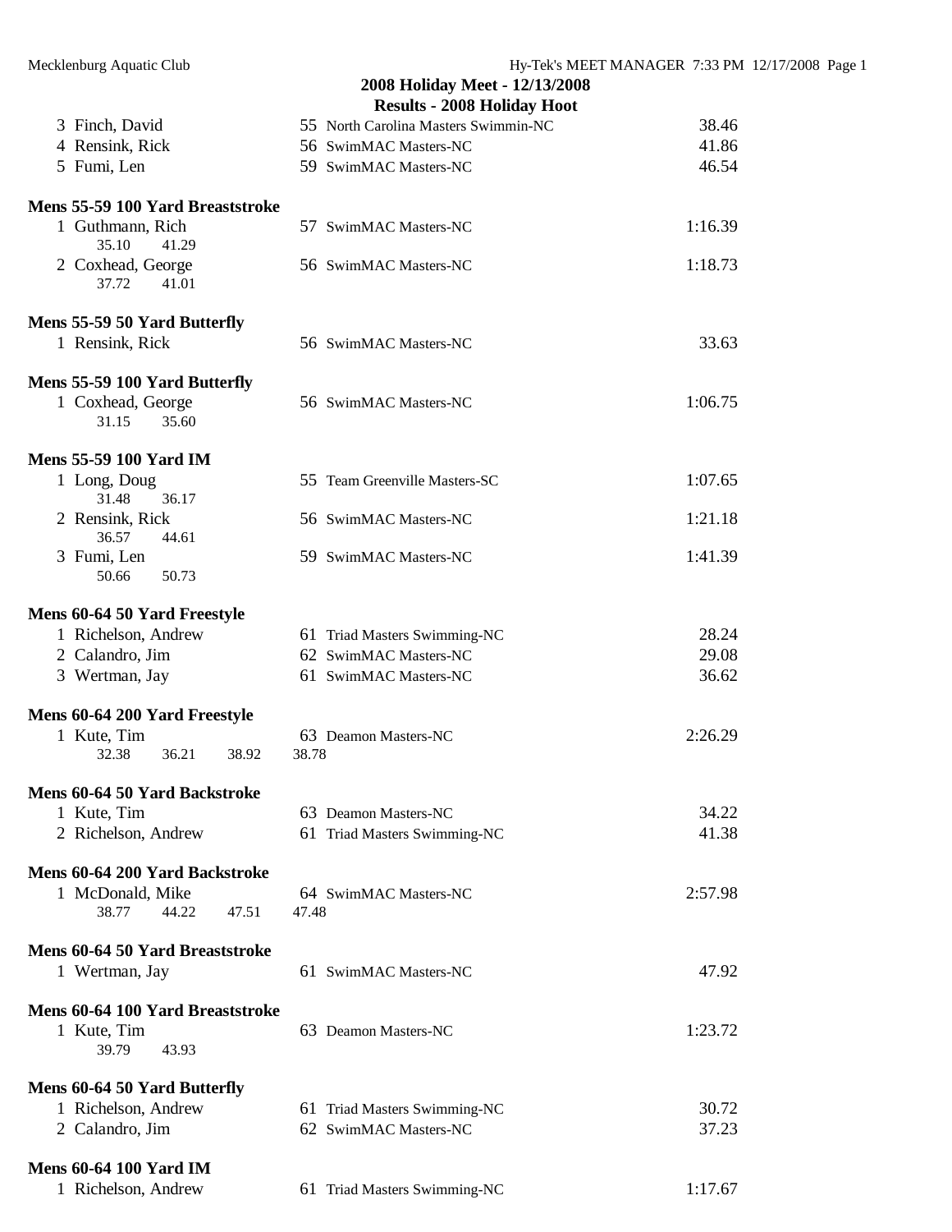## 2008 Holiday Meet - 12/13/2008

### Results - 2008 Holiday Hoot

| | Name | Age | Team | Time |
|---|---|---|---|---|
| 3 | Finch, David | 55 | North Carolina Masters Swimmin-NC | 38.46 |
| 4 | Rensink, Rick | 56 | SwimMAC Masters-NC | 41.86 |
| 5 | Fumi, Len | 59 | SwimMAC Masters-NC | 46.54 |

**Mens 55-59 100 Yard Breaststroke**

| | Name | Age | Team | Time |
|---|---|---|---|---|
| 1 | Guthmann, Rich | 57 | SwimMAC Masters-NC | 1:16.39 |
| | 35.10 41.29 | | | |
| 2 | Coxhead, George | 56 | SwimMAC Masters-NC | 1:18.73 |
| | 37.72 41.01 | | | |

**Mens 55-59 50 Yard Butterfly**

| | Name | Age | Team | Time |
|---|---|---|---|---|
| 1 | Rensink, Rick | 56 | SwimMAC Masters-NC | 33.63 |

**Mens 55-59 100 Yard Butterfly**

| | Name | Age | Team | Time |
|---|---|---|---|---|
| 1 | Coxhead, George | 56 | SwimMAC Masters-NC | 1:06.75 |
| | 31.15 35.60 | | | |

**Mens 55-59 100 Yard IM**

| | Name | Age | Team | Time |
|---|---|---|---|---|
| 1 | Long, Doug | 55 | Team Greenville Masters-SC | 1:07.65 |
| | 31.48 36.17 | | | |
| 2 | Rensink, Rick | 56 | SwimMAC Masters-NC | 1:21.18 |
| | 36.57 44.61 | | | |
| 3 | Fumi, Len | 59 | SwimMAC Masters-NC | 1:41.39 |
| | 50.66 50.73 | | | |

**Mens 60-64 50 Yard Freestyle**

| | Name | Age | Team | Time |
|---|---|---|---|---|
| 1 | Richelson, Andrew | 61 | Triad Masters Swimming-NC | 28.24 |
| 2 | Calandro, Jim | 62 | SwimMAC Masters-NC | 29.08 |
| 3 | Wertman, Jay | 61 | SwimMAC Masters-NC | 36.62 |

**Mens 60-64 200 Yard Freestyle**

| | Name | Age | Team | Time |
|---|---|---|---|---|
| 1 | Kute, Tim | 63 | Deamon Masters-NC | 2:26.29 |
| | 32.38 36.21 38.92 38.78 | | | |

**Mens 60-64 50 Yard Backstroke**

| | Name | Age | Team | Time |
|---|---|---|---|---|
| 1 | Kute, Tim | 63 | Deamon Masters-NC | 34.22 |
| 2 | Richelson, Andrew | 61 | Triad Masters Swimming-NC | 41.38 |

**Mens 60-64 200 Yard Backstroke**

| | Name | Age | Team | Time |
|---|---|---|---|---|
| 1 | McDonald, Mike | 64 | SwimMAC Masters-NC | 2:57.98 |
| | 38.77 44.22 47.51 47.48 | | | |

**Mens 60-64 50 Yard Breaststroke**

| | Name | Age | Team | Time |
|---|---|---|---|---|
| 1 | Wertman, Jay | 61 | SwimMAC Masters-NC | 47.92 |

**Mens 60-64 100 Yard Breaststroke**

| | Name | Age | Team | Time |
|---|---|---|---|---|
| 1 | Kute, Tim | 63 | Deamon Masters-NC | 1:23.72 |
| | 39.79 43.93 | | | |

**Mens 60-64 50 Yard Butterfly**

| | Name | Age | Team | Time |
|---|---|---|---|---|
| 1 | Richelson, Andrew | 61 | Triad Masters Swimming-NC | 30.72 |
| 2 | Calandro, Jim | 62 | SwimMAC Masters-NC | 37.23 |

**Mens 60-64 100 Yard IM**

| | Name | Age | Team | Time |
|---|---|---|---|---|
| 1 | Richelson, Andrew | 61 | Triad Masters Swimming-NC | 1:17.67 |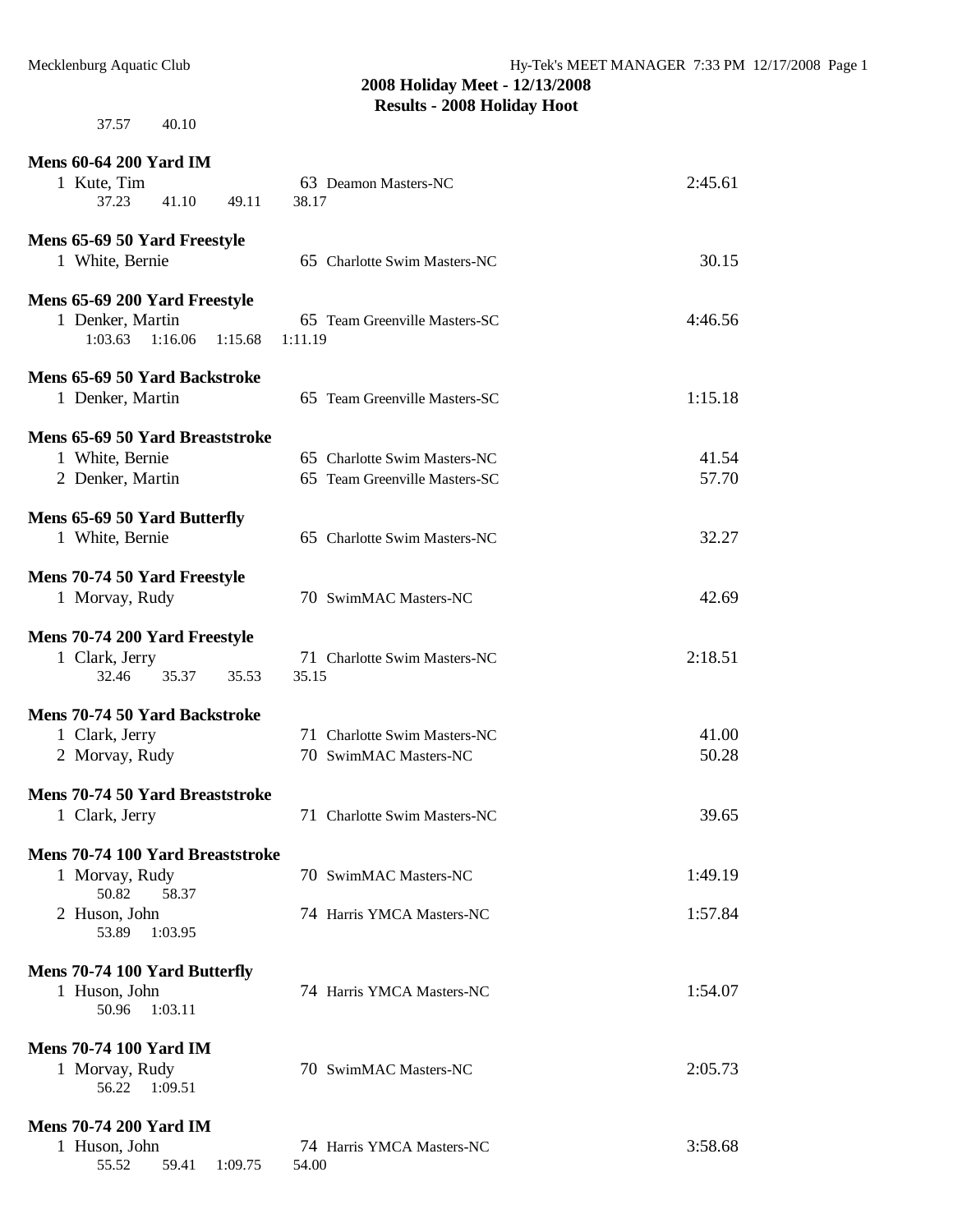37.57 40.10

**Mens 60-64 200 Yard IM**

| Place | Name | Age | Team | Time |
|---|---|---|---|---|
| 1 | Kute, Tim | 63 | Deamon Masters-NC | 2:45.61 |
| | 37.23 41.10 49.11 38.17 | | | |

**Mens 65-69 50 Yard Freestyle**

| Place | Name | Age | Team | Time |
|---|---|---|---|---|
| 1 | White, Bernie | 65 | Charlotte Swim Masters-NC | 30.15 |

**Mens 65-69 200 Yard Freestyle**

| Place | Name | Age | Team | Time |
|---|---|---|---|---|
| 1 | Denker, Martin | 65 | Team Greenville Masters-SC | 4:46.56 |
| | 1:03.63 1:16.06 1:15.68 1:11.19 | | | |

**Mens 65-69 50 Yard Backstroke**

| Place | Name | Age | Team | Time |
|---|---|---|---|---|
| 1 | Denker, Martin | 65 | Team Greenville Masters-SC | 1:15.18 |

**Mens 65-69 50 Yard Breaststroke**

| Place | Name | Age | Team | Time |
|---|---|---|---|---|
| 1 | White, Bernie | 65 | Charlotte Swim Masters-NC | 41.54 |
| 2 | Denker, Martin | 65 | Team Greenville Masters-SC | 57.70 |

**Mens 65-69 50 Yard Butterfly**

| Place | Name | Age | Team | Time |
|---|---|---|---|---|
| 1 | White, Bernie | 65 | Charlotte Swim Masters-NC | 32.27 |

**Mens 70-74 50 Yard Freestyle**

| Place | Name | Age | Team | Time |
|---|---|---|---|---|
| 1 | Morvay, Rudy | 70 | SwimMAC Masters-NC | 42.69 |

**Mens 70-74 200 Yard Freestyle**

| Place | Name | Age | Team | Time |
|---|---|---|---|---|
| 1 | Clark, Jerry | 71 | Charlotte Swim Masters-NC | 2:18.51 |
| | 32.46 35.37 35.53 35.15 | | | |

**Mens 70-74 50 Yard Backstroke**

| Place | Name | Age | Team | Time |
|---|---|---|---|---|
| 1 | Clark, Jerry | 71 | Charlotte Swim Masters-NC | 41.00 |
| 2 | Morvay, Rudy | 70 | SwimMAC Masters-NC | 50.28 |

**Mens 70-74 50 Yard Breaststroke**

| Place | Name | Age | Team | Time |
|---|---|---|---|---|
| 1 | Clark, Jerry | 71 | Charlotte Swim Masters-NC | 39.65 |

**Mens 70-74 100 Yard Breaststroke**

| Place | Name | Age | Team | Time |
|---|---|---|---|---|
| 1 | Morvay, Rudy | 70 | SwimMAC Masters-NC | 1:49.19 |
| | 50.82 58.37 | | | |
| 2 | Huson, John | 74 | Harris YMCA Masters-NC | 1:57.84 |
| | 53.89 1:03.95 | | | |

**Mens 70-74 100 Yard Butterfly**

| Place | Name | Age | Team | Time |
|---|---|---|---|---|
| 1 | Huson, John | 74 | Harris YMCA Masters-NC | 1:54.07 |
| | 50.96 1:03.11 | | | |

**Mens 70-74 100 Yard IM**

| Place | Name | Age | Team | Time |
|---|---|---|---|---|
| 1 | Morvay, Rudy | 70 | SwimMAC Masters-NC | 2:05.73 |
| | 56.22 1:09.51 | | | |

**Mens 70-74 200 Yard IM**

| Place | Name | Age | Team | Time |
|---|---|---|---|---|
| 1 | Huson, John | 74 | Harris YMCA Masters-NC | 3:58.68 |
| | 55.52 59.41 1:09.75 54.00 | | | |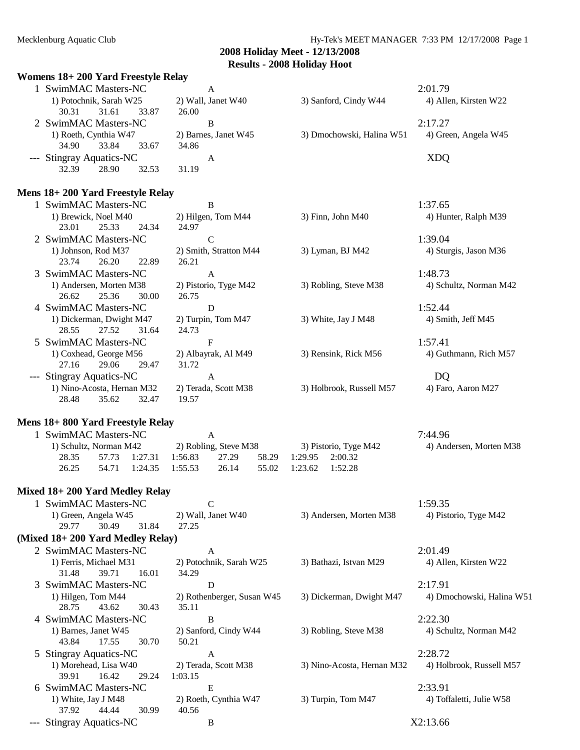## 2008 Holiday Meet - 12/13/2008

## Results - 2008 Holiday Hoot

### Womens 18+ 200 Yard Freestyle Relay

1 SwimMAC Masters-NC — A — 2:01.79
1) Potochnik, Sarah W25 2) Wall, Janet W40 3) Sanford, Cindy W44 4) Allen, Kirsten W22
30.31 31.61 33.87 26.00

2 SwimMAC Masters-NC — B — 2:17.27
1) Roeth, Cynthia W47 2) Barnes, Janet W45 3) Dmochowski, Halina W51 4) Green, Angela W45
34.90 33.84 33.67 34.86

--- Stingray Aquatics-NC — A — XDQ
32.39 28.90 32.53 31.19

### Mens 18+ 200 Yard Freestyle Relay

1 SwimMAC Masters-NC — B — 1:37.65
1) Brewick, Noel M40 2) Hilgen, Tom M44 3) Finn, John M40 4) Hunter, Ralph M39
23.01 25.33 24.34 24.97

2 SwimMAC Masters-NC — C — 1:39.04
1) Johnson, Rod M37 2) Smith, Stratton M44 3) Lyman, BJ M42 4) Sturgis, Jason M36
23.74 26.20 22.89 26.21

3 SwimMAC Masters-NC — A — 1:48.73
1) Andersen, Morten M38 2) Pistorio, Tyge M42 3) Robling, Steve M38 4) Schultz, Norman M42
26.62 25.36 30.00 26.75

4 SwimMAC Masters-NC — D — 1:52.44
1) Dickerman, Dwight M47 2) Turpin, Tom M47 3) White, Jay J M48 4) Smith, Jeff M45
28.55 27.52 31.64 24.73

5 SwimMAC Masters-NC — F — 1:57.41
1) Coxhead, George M56 2) Albayrak, Al M49 3) Rensink, Rick M56 4) Guthmann, Rich M57
27.16 29.06 29.47 31.72

--- Stingray Aquatics-NC — A — DQ
1) Nino-Acosta, Hernan M32 2) Terada, Scott M38 3) Holbrook, Russell M57 4) Faro, Aaron M27
28.48 35.62 32.47 19.57

### Mens 18+ 800 Yard Freestyle Relay

1 SwimMAC Masters-NC — A — 7:44.96
1) Schultz, Norman M42 2) Robling, Steve M38 3) Pistorio, Tyge M42 4) Andersen, Morten M38
28.35 57.73 1:27.31 1:56.83 27.29 58.29 1:29.95 2:00.32
26.25 54.71 1:24.35 1:55.53 26.14 55.02 1:23.62 1:52.28

### Mixed 18+ 200 Yard Medley Relay

1 SwimMAC Masters-NC — C — 1:59.35
1) Green, Angela W45 2) Wall, Janet W40 3) Andersen, Morten M38 4) Pistorio, Tyge M42
29.77 30.49 31.84 27.25

### (Mixed 18+ 200 Yard Medley Relay)

2 SwimMAC Masters-NC — A — 2:01.49
1) Ferris, Michael M31 2) Potochnik, Sarah W25 3) Bathazi, Istvan M29 4) Allen, Kirsten W22
31.48 39.71 16.01 34.29

3 SwimMAC Masters-NC — D — 2:17.91
1) Hilgen, Tom M44 2) Rothenberger, Susan W45 3) Dickerman, Dwight M47 4) Dmochowski, Halina W51
28.75 43.62 30.43 35.11

4 SwimMAC Masters-NC — B — 2:22.30
1) Barnes, Janet W45 2) Sanford, Cindy W44 3) Robling, Steve M38 4) Schultz, Norman M42
43.84 17.55 30.70 50.21

5 Stingray Aquatics-NC — A — 2:28.72
1) Morehead, Lisa W40 2) Terada, Scott M38 3) Nino-Acosta, Hernan M32 4) Holbrook, Russell M57
39.91 16.42 29.24 1:03.15

6 SwimMAC Masters-NC — E — 2:33.91
1) White, Jay J M48 2) Roeth, Cynthia W47 3) Turpin, Tom M47 4) Toffaletti, Julie W58
37.92 44.44 30.99 40.56

--- Stingray Aquatics-NC — B — X2:13.66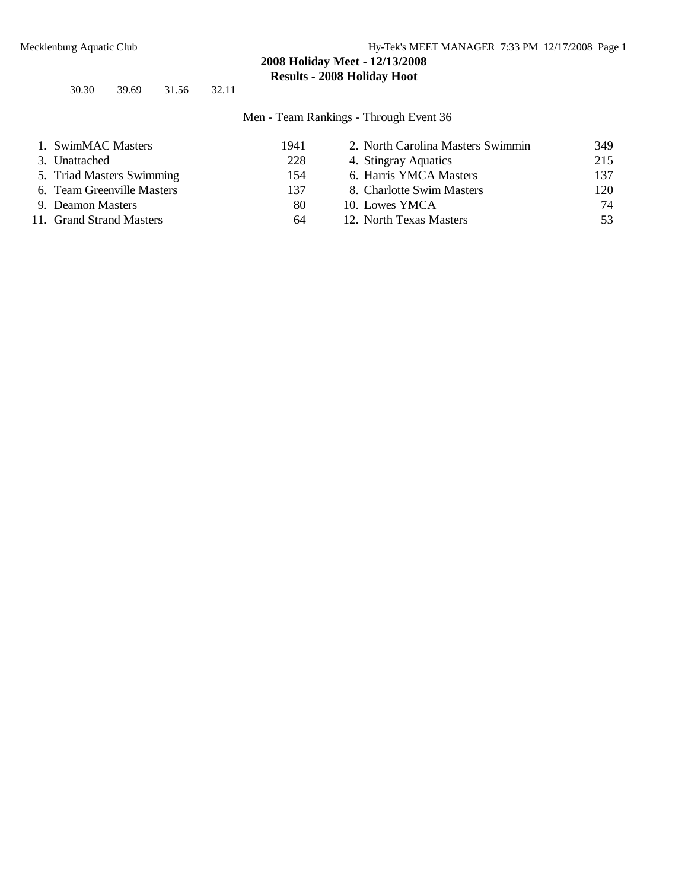## 2008 Holiday Meet - 12/13/2008

## Results - 2008 Holiday Hoot

30.30 39.69 31.56 32.11

### Men - Team Rankings - Through Event 36

| | | | |
|---|---|---|---|
| 1. SwimMAC Masters | 1941 | 2. North Carolina Masters Swimmin | 349 |
| 3. Unattached | 228 | 4. Stingray Aquatics | 215 |
| 5. Triad Masters Swimming | 154 | 6. Harris YMCA Masters | 137 |
| 6. Team Greenville Masters | 137 | 8. Charlotte Swim Masters | 120 |
| 9. Deamon Masters | 80 | 10. Lowes YMCA | 74 |
| 11. Grand Strand Masters | 64 | 12. North Texas Masters | 53 |